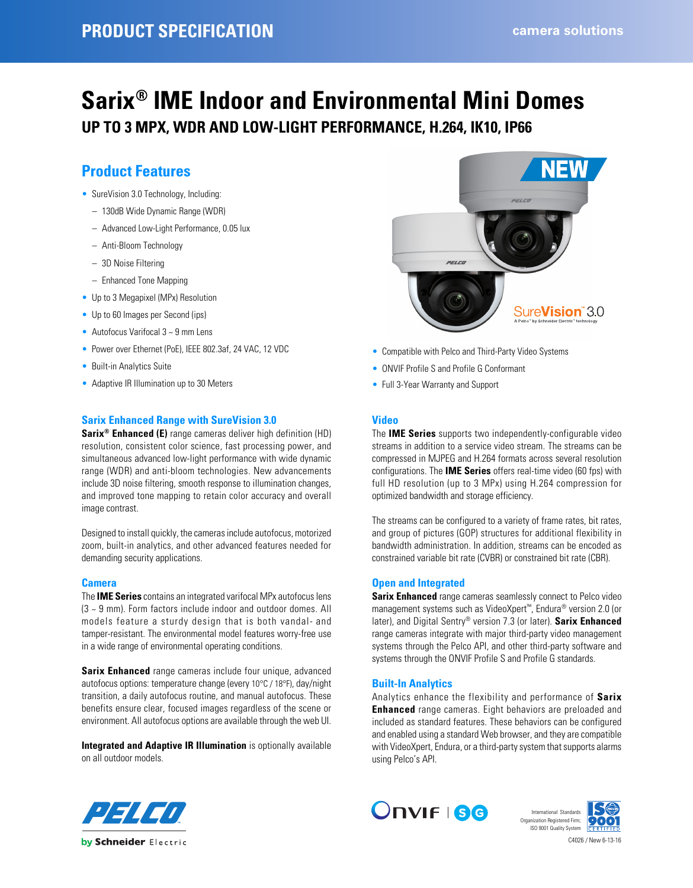# Sarix® IME Indoor and Environmental Mini Domes

## UP TO 3 MPX, WDR AND LOW-LIGHT PERFORMANCE, H.264, IK10, IP66

## Product Features

- SureVision 3.0 Technology, Including:
  - 130dB Wide Dynamic Range (WDR)
  - Advanced Low-Light Performance, 0.05 lux
  - Anti-Bloom Technology
  - 3D Noise Filtering
  - Enhanced Tone Mapping
- Up to 3 Megapixel (MPx) Resolution
- Up to 60 Images per Second (ips)
- Autofocus Varifocal 3 ~ 9 mm Lens
- Power over Ethernet (PoE), IEEE 802.3af, 24 VAC, 12 VDC
- Built-in Analytics Suite
- Adaptive IR Illumination up to 30 Meters
- Compatible with Pelco and Third-Party Video Systems
- ONVIF Profile S and Profile G Conformant
- Full 3-Year Warranty and Support

### Sarix Enhanced Range with SureVision 3.0

**Sarix® Enhanced (E)** range cameras deliver high definition (HD) resolution, consistent color science, fast processing power, and simultaneous advanced low-light performance with wide dynamic range (WDR) and anti-bloom technologies. New advancements include 3D noise filtering, smooth response to illumination changes, and improved tone mapping to retain color accuracy and overall image contrast.

Designed to install quickly, the cameras include autofocus, motorized zoom, built-in analytics, and other advanced features needed for demanding security applications.

### Camera

The **IME Series** contains an integrated varifocal MPx autofocus lens (3 ~ 9 mm). Form factors include indoor and outdoor domes. All models feature a sturdy design that is both vandal- and tamper-resistant. The environmental model features worry-free use in a wide range of environmental operating conditions.

**Sarix Enhanced** range cameras include four unique, advanced autofocus options: temperature change (every 10°C / 18°F), day/night transition, a daily autofocus routine, and manual autofocus. These benefits ensure clear, focused images regardless of the scene or environment. All autofocus options are available through the web UI.

**Integrated and Adaptive IR Illumination** is optionally available on all outdoor models.

### Video

The **IME Series** supports two independently-configurable video streams in addition to a service video stream. The streams can be compressed in MJPEG and H.264 formats across several resolution configurations. The **IME Series** offers real-time video (60 fps) with full HD resolution (up to 3 MPx) using H.264 compression for optimized bandwidth and storage efficiency.

The streams can be configured to a variety of frame rates, bit rates, and group of pictures (GOP) structures for additional flexibility in bandwidth administration. In addition, streams can be encoded as constrained variable bit rate (CVBR) or constrained bit rate (CBR).

### Open and Integrated

**Sarix Enhanced** range cameras seamlessly connect to Pelco video management systems such as VideoXpert™, Endura® version 2.0 (or later), and Digital Sentry® version 7.3 (or later). **Sarix Enhanced** range cameras integrate with major third-party video management systems through the Pelco API, and other third-party software and systems through the ONVIF Profile S and Profile G standards.

### Built-In Analytics

Analytics enhance the flexibility and performance of **Sarix Enhanced** range cameras. Eight behaviors are preloaded and included as standard features. These behaviors can be configured and enabled using a standard Web browser, and they are compatible with VideoXpert, Endura, or a third-party system that supports alarms using Pelco's API.

International Standards Organization Registered Firm; ISO 9001 Quality System

C4026 / New 6-13-16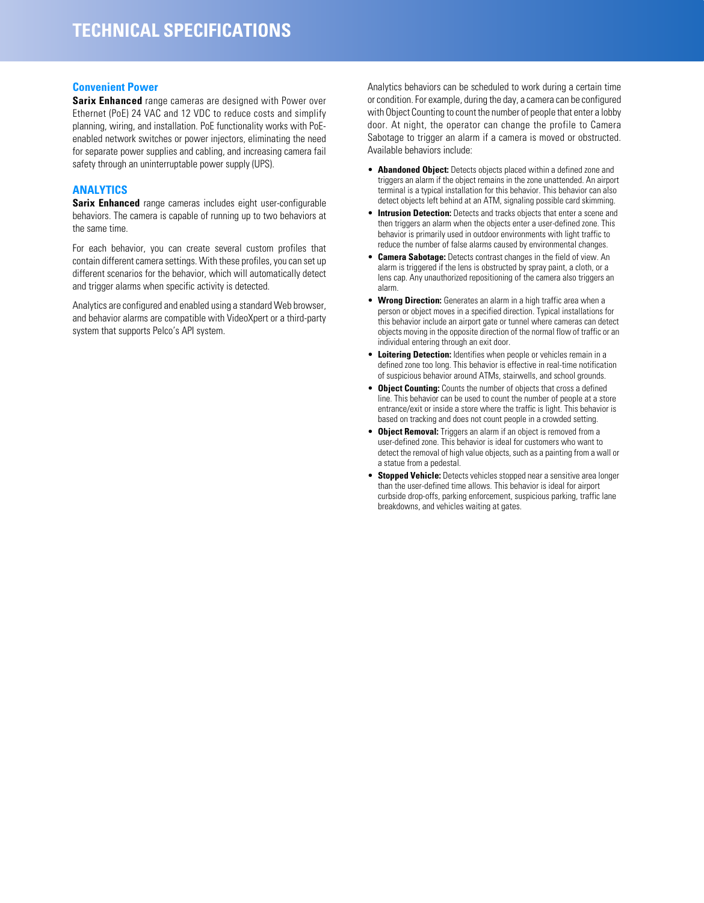# TECHNICAL SPECIFICATIONS

## Convenient Power

**Sarix Enhanced** range cameras are designed with Power over Ethernet (PoE) 24 VAC and 12 VDC to reduce costs and simplify planning, wiring, and installation. PoE functionality works with PoE-enabled network switches or power injectors, eliminating the need for separate power supplies and cabling, and increasing camera fail safety through an uninterruptable power supply (UPS).

## ANALYTICS

**Sarix Enhanced** range cameras includes eight user-configurable behaviors. The camera is capable of running up to two behaviors at the same time.

For each behavior, you can create several custom profiles that contain different camera settings. With these profiles, you can set up different scenarios for the behavior, which will automatically detect and trigger alarms when specific activity is detected.

Analytics are configured and enabled using a standard Web browser, and behavior alarms are compatible with VideoXpert or a third-party system that supports Pelco's API system.

Analytics behaviors can be scheduled to work during a certain time or condition. For example, during the day, a camera can be configured with Object Counting to count the number of people that enter a lobby door. At night, the operator can change the profile to Camera Sabotage to trigger an alarm if a camera is moved or obstructed. Available behaviors include:

- **Abandoned Object:** Detects objects placed within a defined zone and triggers an alarm if the object remains in the zone unattended. An airport terminal is a typical installation for this behavior. This behavior can also detect objects left behind at an ATM, signaling possible card skimming.
- **Intrusion Detection:** Detects and tracks objects that enter a scene and then triggers an alarm when the objects enter a user-defined zone. This behavior is primarily used in outdoor environments with light traffic to reduce the number of false alarms caused by environmental changes.
- **Camera Sabotage:** Detects contrast changes in the field of view. An alarm is triggered if the lens is obstructed by spray paint, a cloth, or a lens cap. Any unauthorized repositioning of the camera also triggers an alarm.
- **Wrong Direction:** Generates an alarm in a high traffic area when a person or object moves in a specified direction. Typical installations for this behavior include an airport gate or tunnel where cameras can detect objects moving in the opposite direction of the normal flow of traffic or an individual entering through an exit door.
- **Loitering Detection:** Identifies when people or vehicles remain in a defined zone too long. This behavior is effective in real-time notification of suspicious behavior around ATMs, stairwells, and school grounds.
- **Object Counting:** Counts the number of objects that cross a defined line. This behavior can be used to count the number of people at a store entrance/exit or inside a store where the traffic is light. This behavior is based on tracking and does not count people in a crowded setting.
- **Object Removal:** Triggers an alarm if an object is removed from a user-defined zone. This behavior is ideal for customers who want to detect the removal of high value objects, such as a painting from a wall or a statue from a pedestal.
- **Stopped Vehicle:** Detects vehicles stopped near a sensitive area longer than the user-defined time allows. This behavior is ideal for airport curbside drop-offs, parking enforcement, suspicious parking, traffic lane breakdowns, and vehicles waiting at gates.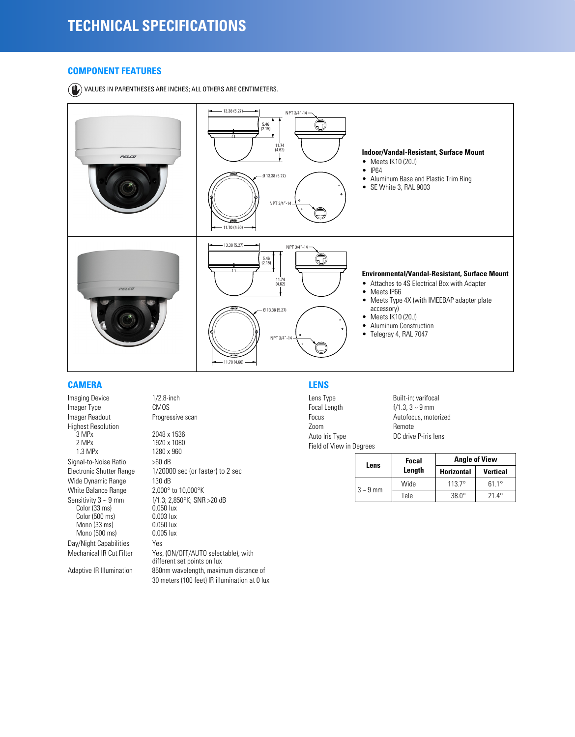# TECHNICAL SPECIFICATIONS

## COMPONENT FEATURES

VALUES IN PARENTHESES ARE INCHES; ALL OTHERS ARE CENTIMETERS.

**Indoor/Vandal-Resistant, Surface Mount**

- Meets IK10 (20J)
- IP64
- Aluminum Base and Plastic Trim Ring
- SE White 3, RAL 9003

**Environmental/Vandal-Resistant, Surface Mount**

- Attaches to 4S Electrical Box with Adapter
- Meets IP66
- Meets Type 4X (with IMEEBAP adapter plate accessory)
- Meets IK10 (20J)
- Aluminum Construction
- Telegray 4, RAL 7047

## CAMERA

| | |
|---|---|
| Imaging Device | 1/2.8-inch |
| Imager Type | CMOS |
| Imager Readout | Progressive scan |
| Highest Resolution | |
| 3 MPx | 2048 x 1536 |
| 2 MPx | 1920 x 1080 |
| 1.3 MPx | 1280 x 960 |
| Signal-to-Noise Ratio | >60 dB |
| Electronic Shutter Range | 1/20000 sec (or faster) to 2 sec |
| Wide Dynamic Range | 130 dB |
| White Balance Range | 2,000° to 10,000°K |
| Sensitivity 3 ~ 9 mm | f/1.3; 2,850°K; SNR >20 dB |
| Color (33 ms) | 0.050 lux |
| Color (500 ms) | 0.003 lux |
| Mono (33 ms) | 0.050 lux |
| Mono (500 ms) | 0.005 lux |
| Day/Night Capabilities | Yes |
| Mechanical IR Cut Filter | Yes, (ON/OFF/AUTO selectable), with different set points on lux |
| Adaptive IR Illumination | 850nm wavelength, maximum distance of 30 meters (100 feet) IR illumination at 0 lux |

## LENS

| | |
|---|---|
| Lens Type | Built-in; varifocal |
| Focal Length | f/1.3, 3 ~ 9 mm |
| Focus | Autofocus, motorized |
| Zoom | Remote |
| Auto Iris Type | DC drive P-iris lens |
| Field of View in Degrees | |

| Lens | Focal Length | Angle of View | |
|---|---|---|---|
| | | Horizontal | Vertical |
| 3 ~ 9 mm | Wide | 113.7° | 61.1° |
| | Tele | 38.0° | 21.4° |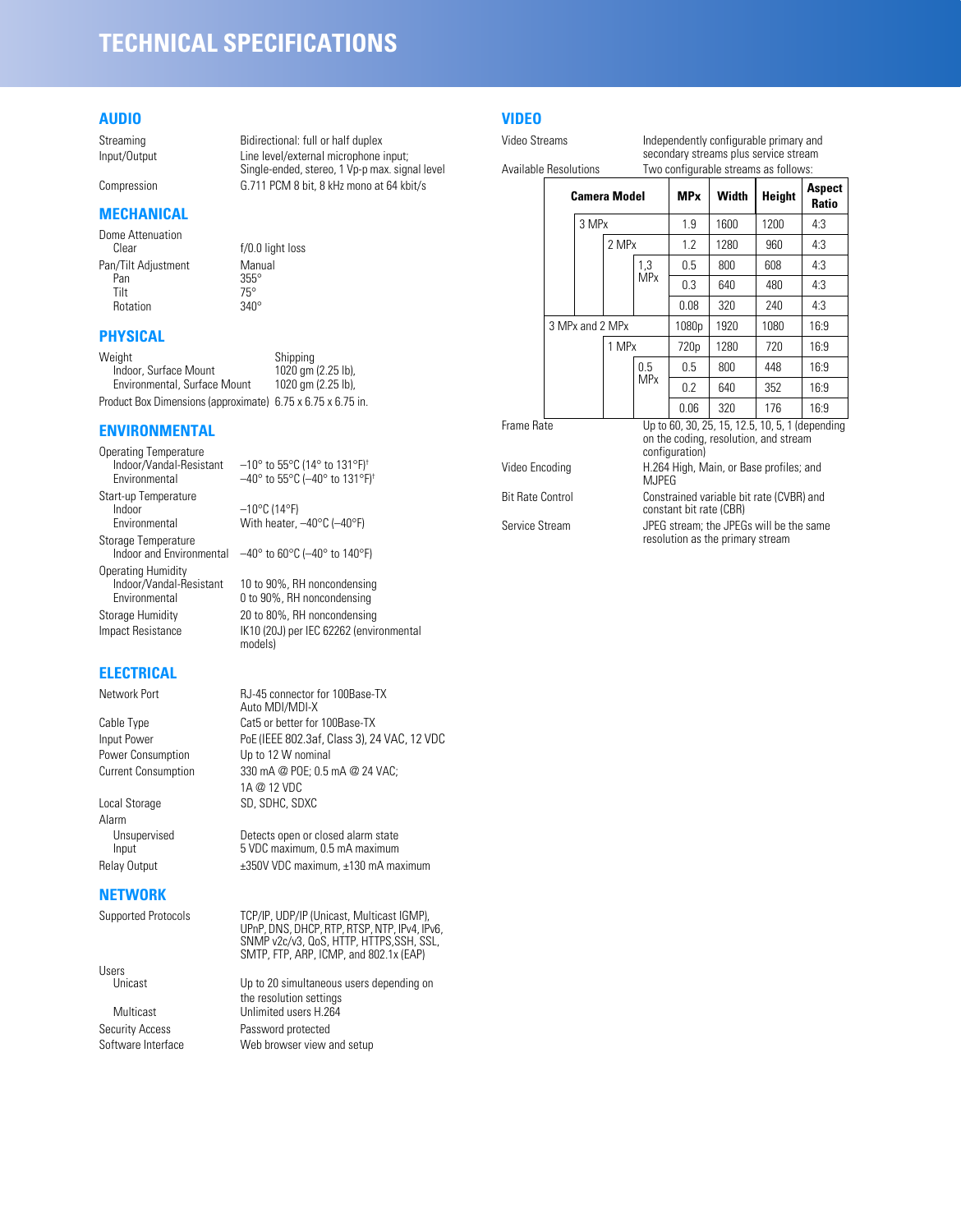# TECHNICAL SPECIFICATIONS

## AUDIO

| | |
|---|---|
| Streaming | Bidirectional: full or half duplex |
| Input/Output | Line level/external microphone input; Single-ended, stereo, 1 Vp-p max. signal level |
| Compression | G.711 PCM 8 bit, 8 kHz mono at 64 kbit/s |

## MECHANICAL

| | |
|---|---|
| Dome Attenuation | |
| Clear | f/0.0 light loss |
| Pan/Tilt Adjustment | Manual |
| Pan | 355° |
| Tilt | 75° |
| Rotation | 340° |

## PHYSICAL

| | |
|---|---|
| Weight | Shipping |
| Indoor, Surface Mount | 1020 gm (2.25 lb), |
| Environmental, Surface Mount | 1020 gm (2.25 lb), |
| Product Box Dimensions (approximate) | 6.75 x 6.75 x 6.75 in. |

## ENVIRONMENTAL

| | |
|---|---|
| Operating Temperature | |
| Indoor/Vandal-Resistant | –10° to 55°C (14° to 131°F)† |
| Environmental | –40° to 55°C (–40° to 131°F)† |
| Start-up Temperature | |
| Indoor | –10°C (14°F) |
| Environmental | With heater, –40°C (–40°F) |
| Storage Temperature | |
| Indoor and Environmental | –40° to 60°C (–40° to 140°F) |
| Operating Humidity | |
| Indoor/Vandal-Resistant | 10 to 90%, RH noncondensing |
| Environmental | 0 to 90%, RH noncondensing |
| Storage Humidity | 20 to 80%, RH noncondensing |
| Impact Resistance | IK10 (20J) per IEC 62262 (environmental models) |

## ELECTRICAL

| | |
|---|---|
| Network Port | RJ-45 connector for 100Base-TX Auto MDI/MDI-X |
| Cable Type | Cat5 or better for 100Base-TX |
| Input Power | PoE (IEEE 802.3af, Class 3), 24 VAC, 12 VDC |
| Power Consumption | Up to 12 W nominal |
| Current Consumption | 330 mA @ POE; 0.5 mA @ 24 VAC; 1A @ 12 VDC |
| Local Storage | SD, SDHC, SDXC |
| Alarm | |
| Unsupervised Input | Detects open or closed alarm state 5 VDC maximum, 0.5 mA maximum |
| Relay Output | ±350V VDC maximum, ±130 mA maximum |

## NETWORK

| | |
|---|---|
| Supported Protocols | TCP/IP, UDP/IP (Unicast, Multicast IGMP), UPnP, DNS, DHCP, RTP, RTSP, NTP, IPv4, IPv6, SNMP v2c/v3, QoS, HTTP, HTTPS,SSH, SSL, SMTP, FTP, ARP, ICMP, and 802.1x (EAP) |
| Users | |
| Unicast | Up to 20 simultaneous users depending on the resolution settings |
| Multicast | Unlimited users H.264 |
| Security Access | Password protected |
| Software Interface | Web browser view and setup |

## VIDEO

| | |
|---|---|
| Video Streams | Independently configurable primary and secondary streams plus service stream |
| Available Resolutions | Two configurable streams as follows: |

| Camera Model | | | MPx | Width | Height | Aspect Ratio |
|---|---|---|---|---|---|---|
| 3 MPx | | | 1.9 | 1600 | 1200 | 4:3 |
| | 2 MPx | | 1.2 | 1280 | 960 | 4:3 |
| | | 1,3 MPx | 0.5 | 800 | 608 | 4:3 |
| | | | 0.3 | 640 | 480 | 4:3 |
| | | | 0.08 | 320 | 240 | 4:3 |
| 3 MPx and 2 MPx | | | 1080p | 1920 | 1080 | 16:9 |
| | 1 MPx | | 720p | 1280 | 720 | 16:9 |
| | | 0.5 MPx | 0.5 | 800 | 448 | 16:9 |
| | | | 0.2 | 640 | 352 | 16:9 |
| | | | 0.06 | 320 | 176 | 16:9 |

| | |
|---|---|
| Frame Rate | Up to 60, 30, 25, 15, 12.5, 10, 5, 1 (depending on the coding, resolution, and stream configuration) |
| Video Encoding | H.264 High, Main, or Base profiles; and MJPEG |
| Bit Rate Control | Constrained variable bit rate (CVBR) and constant bit rate (CBR) |
| Service Stream | JPEG stream; the JPEGs will be the same resolution as the primary stream |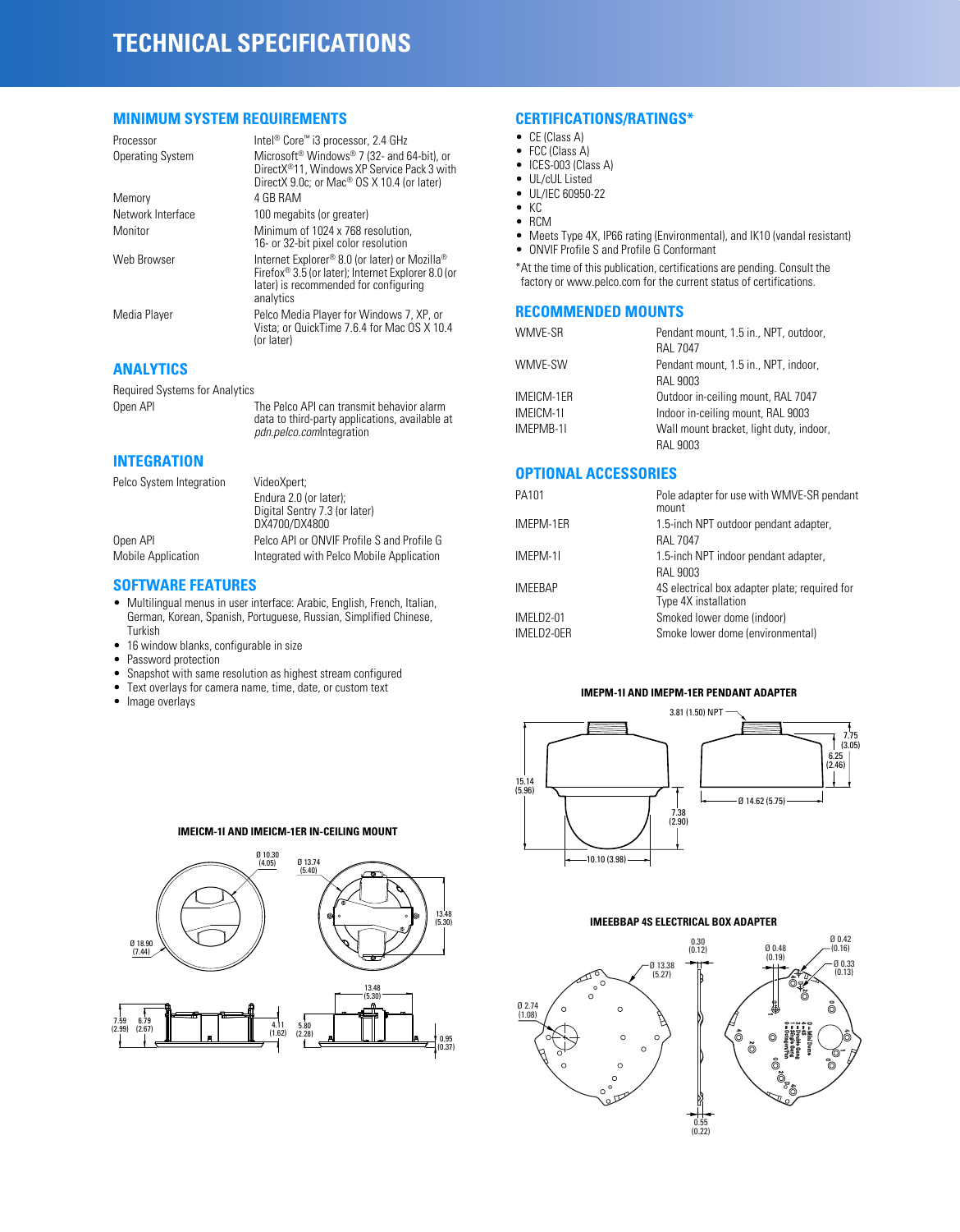# TECHNICAL SPECIFICATIONS

## MINIMUM SYSTEM REQUIREMENTS

| | |
|---|---|
| Processor | Intel® Core™ i3 processor, 2.4 GHz |
| Operating System | Microsoft® Windows® 7 (32- and 64-bit), or DirectX®11, Windows XP Service Pack 3 with DirectX 9.0c; or Mac® OS X 10.4 (or later) |
| Memory | 4 GB RAM |
| Network Interface | 100 megabits (or greater) |
| Monitor | Minimum of 1024 x 768 resolution, 16- or 32-bit pixel color resolution |
| Web Browser | Internet Explorer® 8.0 (or later) or Mozilla® Firefox® 3.5 (or later); Internet Explorer 8.0 (or later) is recommended for configuring analytics |
| Media Player | Pelco Media Player for Windows 7, XP, or Vista; or QuickTime 7.6.4 for Mac OS X 10.4 (or later) |

## ANALYTICS

Required Systems for Analytics

| | |
|---|---|
| Open API | The Pelco API can transmit behavior alarm data to third-party applications, available at *pdn.pelco.com*Integration |

## INTEGRATION

| | |
|---|---|
| Pelco System Integration | VideoXpert; Endura 2.0 (or later); Digital Sentry 7.3 (or later) DX4700/DX4800 |
| Open API | Pelco API or ONVIF Profile S and Profile G |
| Mobile Application | Integrated with Pelco Mobile Application |

## SOFTWARE FEATURES

- Multilingual menus in user interface: Arabic, English, French, Italian, German, Korean, Spanish, Portuguese, Russian, Simplified Chinese, Turkish
- 16 window blanks, configurable in size
- Password protection
- Snapshot with same resolution as highest stream configured
- Text overlays for camera name, time, date, or custom text
- Image overlays

## CERTIFICATIONS/RATINGS*

- CE (Class A)
- FCC (Class A)
- ICES-003 (Class A)
- UL/cUL Listed
- UL/IEC 60950-22
- KC
- RCM
- Meets Type 4X, IP66 rating (Environmental), and IK10 (vandal resistant)
- ONVIF Profile S and Profile G Conformant

*At the time of this publication, certifications are pending. Consult the factory or www.pelco.com for the current status of certifications.

## RECOMMENDED MOUNTS

| | |
|---|---|
| WMVE-SR | Pendant mount, 1.5 in., NPT, outdoor, RAL 7047 |
| WMVE-SW | Pendant mount, 1.5 in., NPT, indoor, RAL 9003 |
| IMEICM-1ER | Outdoor in-ceiling mount, RAL 7047 |
| IMEICM-1I | Indoor in-ceiling mount, RAL 9003 |
| IMEPMB-1I | Wall mount bracket, light duty, indoor, RAL 9003 |

## OPTIONAL ACCESSORIES

| | |
|---|---|
| PA101 | Pole adapter for use with WMVE-SR pendant mount |
| IMEPM-1ER | 1.5-inch NPT outdoor pendant adapter, RAL 7047 |
| IMEPM-1I | 1.5-inch NPT indoor pendant adapter, RAL 9003 |
| IMEEBAP | 4S electrical box adapter plate; required for Type 4X installation |
| IMELD2-01 | Smoked lower dome (indoor) |
| IMELD2-0ER | Smoke lower dome (environmental) |

**IMEPM-1I AND IMEPM-1ER PENDANT ADAPTER**

**IMEICM-1I AND IMEICM-1ER IN-CEILING MOUNT**

**IMEEBBAP 4S ELECTRICAL BOX ADAPTER**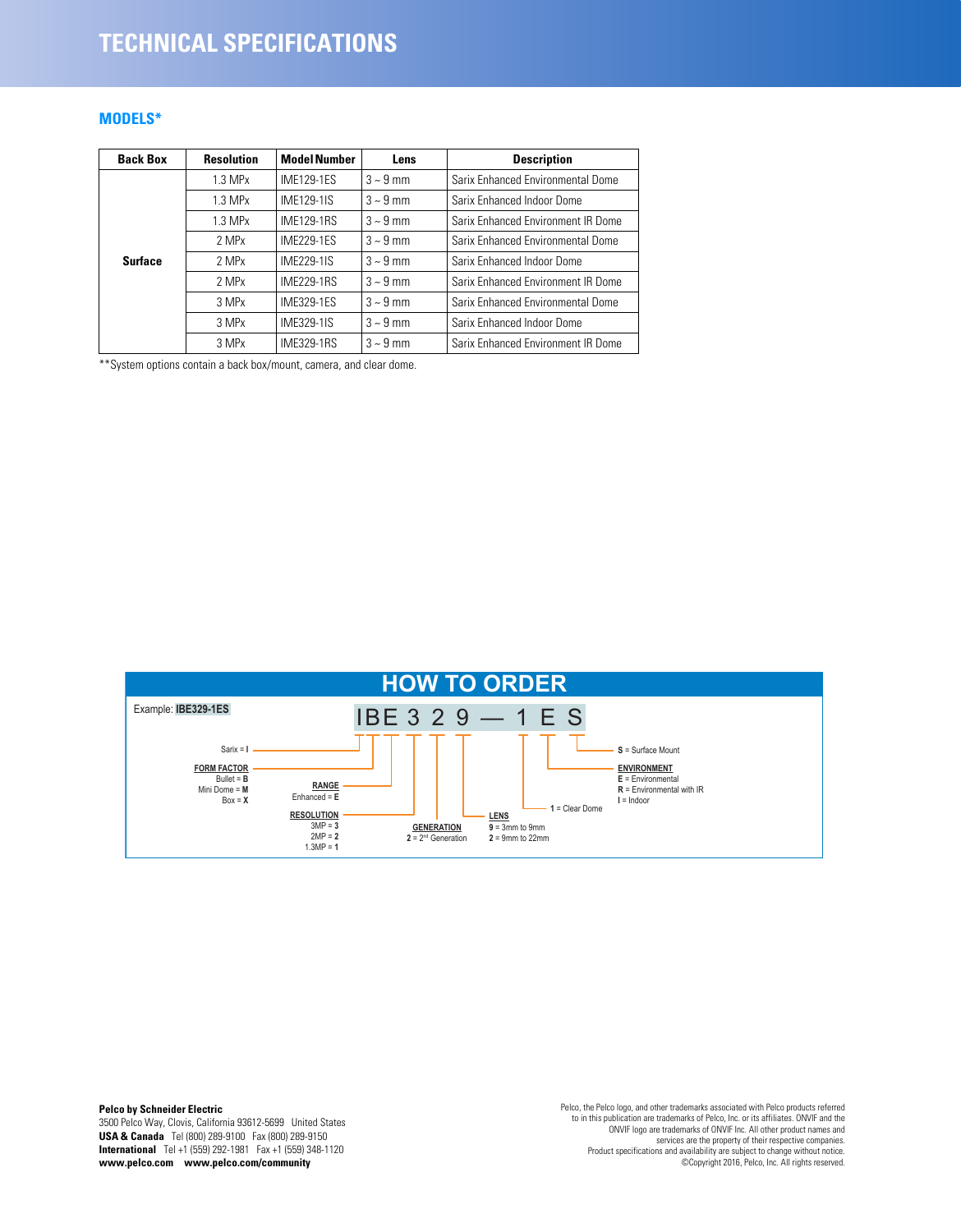# TECHNICAL SPECIFICATIONS

## MODELS*

| Back Box | Resolution | Model Number | Lens | Description |
|---|---|---|---|---|
| Surface | 1.3 MPx | IME129-1ES | 3 ~ 9 mm | Sarix Enhanced Environmental Dome |
| | 1.3 MPx | IME129-1IS | 3 ~ 9 mm | Sarix Enhanced Indoor Dome |
| | 1.3 MPx | IME129-1RS | 3 ~ 9 mm | Sarix Enhanced Environment IR Dome |
| | 2 MPx | IME229-1ES | 3 ~ 9 mm | Sarix Enhanced Environmental Dome |
| | 2 MPx | IME229-1IS | 3 ~ 9 mm | Sarix Enhanced Indoor Dome |
| | 2 MPx | IME229-1RS | 3 ~ 9 mm | Sarix Enhanced Environment IR Dome |
| | 3 MPx | IME329-1ES | 3 ~ 9 mm | Sarix Enhanced Environmental Dome |
| | 3 MPx | IME329-1IS | 3 ~ 9 mm | Sarix Enhanced Indoor Dome |
| | 3 MPx | IME329-1RS | 3 ~ 9 mm | Sarix Enhanced Environment IR Dome |

**System options contain a back box/mount, camera, and clear dome.

## HOW TO ORDER

Example: **IBE329-1ES**

IBE 3 2 9 — 1 E S

Sarix = **I**

**FORM FACTOR**
Bullet = **B**
Mini Dome = **M**
Box = **X**

**RANGE**
Enhanced = **E**

**RESOLUTION**
3MP = **3**
2MP = **2**
1.3MP = **1**

**GENERATION**
**2** = 2nd Generation

**LENS**
**9** = 3mm to 9mm
**2** = 9mm to 22mm

**1** = Clear Dome

**ENVIRONMENT**
**E** = Environmental
**R** = Environmental with IR
**I** = Indoor

**S** = Surface Mount

**Pelco by Schneider Electric**
3500 Pelco Way, Clovis, California 93612-5699 United States
**USA & Canada** Tel (800) 289-9100 Fax (800) 289-9150
**International** Tel +1 (559) 292-1981 Fax +1 (559) 348-1120
**www.pelco.com www.pelco.com/community**

Pelco, the Pelco logo, and other trademarks associated with Pelco products referred to in this publication are trademarks of Pelco, Inc. or its affiliates. ONVIF and the ONVIF logo are trademarks of ONVIF Inc. All other product names and services are the property of their respective companies. Product specifications and availability are subject to change without notice. ©Copyright 2016, Pelco, Inc. All rights reserved.